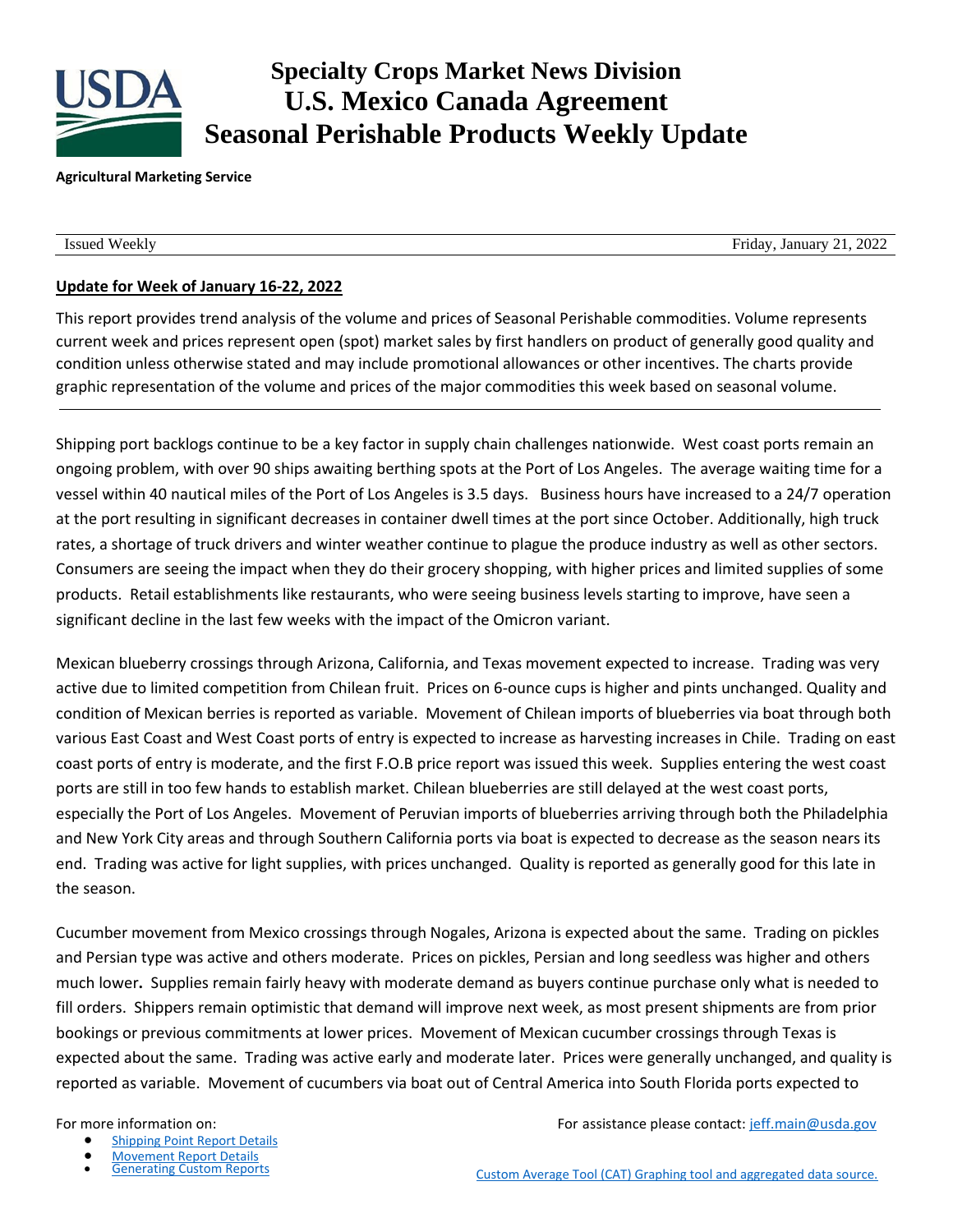# Specialty Crops Market News Division
# U.S. Mexico Canada Agreement
# Seasonal Perishable Products Weekly Update

**Agricultural Marketing Service**

Issued Weekly | Friday, January 21, 2022

**Update for Week of January 16-22, 2022**

This report provides trend analysis of the volume and prices of Seasonal Perishable commodities. Volume represents current week and prices represent open (spot) market sales by first handlers on product of generally good quality and condition unless otherwise stated and may include promotional allowances or other incentives. The charts provide graphic representation of the volume and prices of the major commodities this week based on seasonal volume.

---

Shipping port backlogs continue to be a key factor in supply chain challenges nationwide. West coast ports remain an ongoing problem, with over 90 ships awaiting berthing spots at the Port of Los Angeles. The average waiting time for a vessel within 40 nautical miles of the Port of Los Angeles is 3.5 days. Business hours have increased to a 24/7 operation at the port resulting in significant decreases in container dwell times at the port since October. Additionally, high truck rates, a shortage of truck drivers and winter weather continue to plague the produce industry as well as other sectors. Consumers are seeing the impact when they do their grocery shopping, with higher prices and limited supplies of some products. Retail establishments like restaurants, who were seeing business levels starting to improve, have seen a significant decline in the last few weeks with the impact of the Omicron variant.

Mexican blueberry crossings through Arizona, California, and Texas movement expected to increase. Trading was very active due to limited competition from Chilean fruit. Prices on 6-ounce cups is higher and pints unchanged. Quality and condition of Mexican berries is reported as variable. Movement of Chilean imports of blueberries via boat through both various East Coast and West Coast ports of entry is expected to increase as harvesting increases in Chile. Trading on east coast ports of entry is moderate, and the first F.O.B price report was issued this week. Supplies entering the west coast ports are still in too few hands to establish market. Chilean blueberries are still delayed at the west coast ports, especially the Port of Los Angeles. Movement of Peruvian imports of blueberries arriving through both the Philadelphia and New York City areas and through Southern California ports via boat is expected to decrease as the season nears its end. Trading was active for light supplies, with prices unchanged. Quality is reported as generally good for this late in the season.

Cucumber movement from Mexico crossings through Nogales, Arizona is expected about the same. Trading on pickles and Persian type was active and others moderate. Prices on pickles, Persian and long seedless was higher and others much lower**.** Supplies remain fairly heavy with moderate demand as buyers continue purchase only what is needed to fill orders. Shippers remain optimistic that demand will improve next week, as most present shipments are from prior bookings or previous commitments at lower prices. Movement of Mexican cucumber crossings through Texas is expected about the same. Trading was active early and moderate later. Prices were generally unchanged, and quality is reported as variable. Movement of cucumbers via boat out of Central America into South Florida ports expected to

For more information on:

- Shipping Point Report Details
- Movement Report Details
- Generating Custom Reports

For assistance please contact: jeff.main@usda.gov

Custom Average Tool (CAT) Graphing tool and aggregated data source.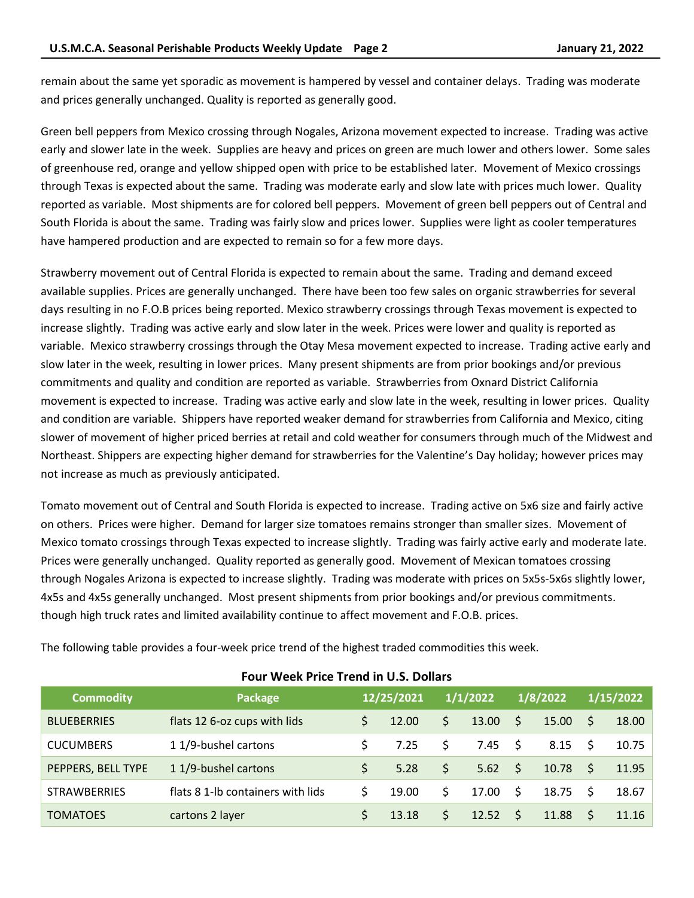remain about the same yet sporadic as movement is hampered by vessel and container delays. Trading was moderate and prices generally unchanged. Quality is reported as generally good.

Green bell peppers from Mexico crossing through Nogales, Arizona movement expected to increase. Trading was active early and slower late in the week. Supplies are heavy and prices on green are much lower and others lower. Some sales of greenhouse red, orange and yellow shipped open with price to be established later. Movement of Mexico crossings through Texas is expected about the same. Trading was moderate early and slow late with prices much lower. Quality reported as variable. Most shipments are for colored bell peppers. Movement of green bell peppers out of Central and South Florida is about the same. Trading was fairly slow and prices lower. Supplies were light as cooler temperatures have hampered production and are expected to remain so for a few more days.

Strawberry movement out of Central Florida is expected to remain about the same. Trading and demand exceed available supplies. Prices are generally unchanged. There have been too few sales on organic strawberries for several days resulting in no F.O.B prices being reported. Mexico strawberry crossings through Texas movement is expected to increase slightly. Trading was active early and slow later in the week. Prices were lower and quality is reported as variable. Mexico strawberry crossings through the Otay Mesa movement expected to increase. Trading active early and slow later in the week, resulting in lower prices. Many present shipments are from prior bookings and/or previous commitments and quality and condition are reported as variable. Strawberries from Oxnard District California movement is expected to increase. Trading was active early and slow late in the week, resulting in lower prices. Quality and condition are variable. Shippers have reported weaker demand for strawberries from California and Mexico, citing slower of movement of higher priced berries at retail and cold weather for consumers through much of the Midwest and Northeast. Shippers are expecting higher demand for strawberries for the Valentine's Day holiday; however prices may not increase as much as previously anticipated.

Tomato movement out of Central and South Florida is expected to increase. Trading active on 5x6 size and fairly active on others. Prices were higher. Demand for larger size tomatoes remains stronger than smaller sizes. Movement of Mexico tomato crossings through Texas expected to increase slightly. Trading was fairly active early and moderate late. Prices were generally unchanged. Quality reported as generally good. Movement of Mexican tomatoes crossing through Nogales Arizona is expected to increase slightly. Trading was moderate with prices on 5x5s-5x6s slightly lower, 4x5s and 4x5s generally unchanged. Most present shipments from prior bookings and/or previous commitments. though high truck rates and limited availability continue to affect movement and F.O.B. prices.

The following table provides a four-week price trend of the highest traded commodities this week.

**Four Week Price Trend in U.S. Dollars**

| Commodity | Package | 12/25/2021 | 1/1/2022 | 1/8/2022 | 1/15/2022 |
|---|---|---|---|---|---|
| BLUEBERRIES | flats 12 6-oz cups with lids | $ 12.00 | $ 13.00 | $ 15.00 | $ 18.00 |
| CUCUMBERS | 1 1/9-bushel cartons | $ 7.25 | $ 7.45 | $ 8.15 | $ 10.75 |
| PEPPERS, BELL TYPE | 1 1/9-bushel cartons | $ 5.28 | $ 5.62 | $ 10.78 | $ 11.95 |
| STRAWBERRIES | flats 8 1-lb containers with lids | $ 19.00 | $ 17.00 | $ 18.75 | $ 18.67 |
| TOMATOES | cartons 2 layer | $ 13.18 | $ 12.52 | $ 11.88 | $ 11.16 |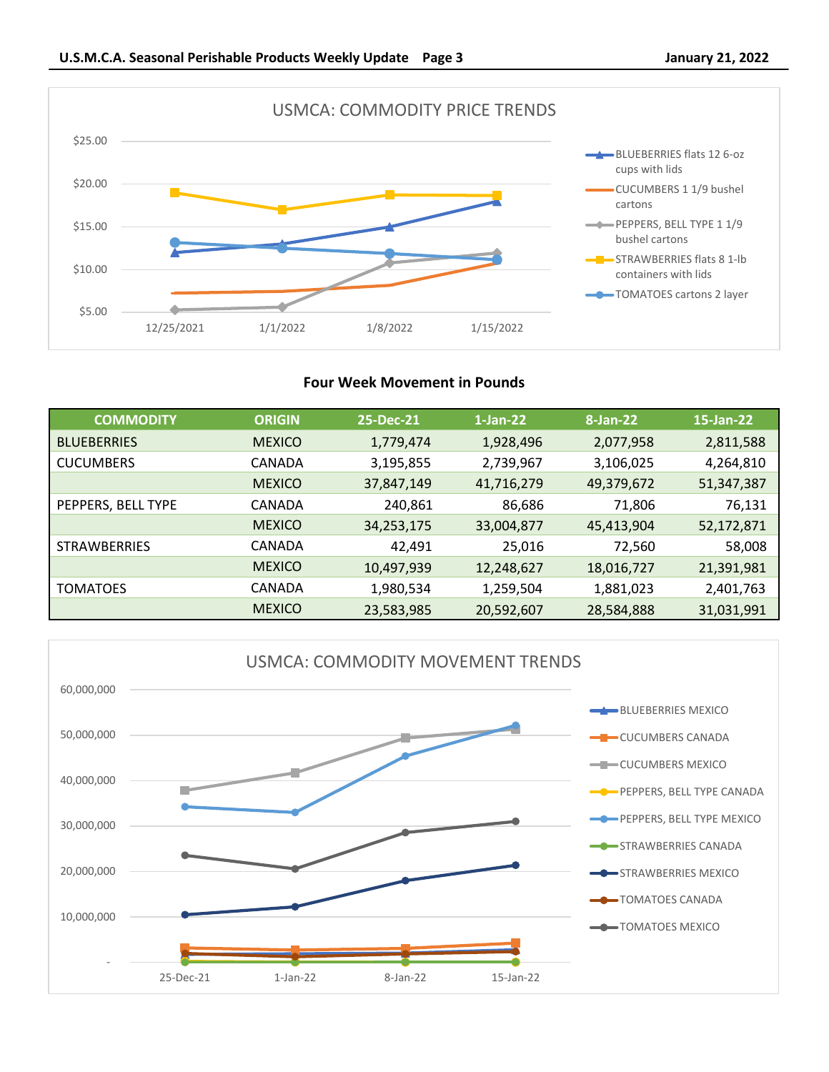USMCA: COMMODITY PRICE TRENDS

$25.00
$20.00
$15.00
$10.00
$5.00

12/25/2021 1/1/2022 1/8/2022 1/15/2022

- BLUEBERRIES flats 12 6-oz cups with lids
- CUCUMBERS 1 1/9 bushel cartons
- PEPPERS, BELL TYPE 1 1/9 bushel cartons
- STRAWBERRIES flats 8 1-lb containers with lids
- TOMATOES cartons 2 layer

## Four Week Movement in Pounds

| COMMODITY | ORIGIN | 25-Dec-21 | 1-Jan-22 | 8-Jan-22 | 15-Jan-22 |
|---|---|---|---|---|---|
| BLUEBERRIES | MEXICO | 1,779,474 | 1,928,496 | 2,077,958 | 2,811,588 |
| CUCUMBERS | CANADA | 3,195,855 | 2,739,967 | 3,106,025 | 4,264,810 |
| | MEXICO | 37,847,149 | 41,716,279 | 49,379,672 | 51,347,387 |
| PEPPERS, BELL TYPE | CANADA | 240,861 | 86,686 | 71,806 | 76,131 |
| | MEXICO | 34,253,175 | 33,004,877 | 45,413,904 | 52,172,871 |
| STRAWBERRIES | CANADA | 42,491 | 25,016 | 72,560 | 58,008 |
| | MEXICO | 10,497,939 | 12,248,627 | 18,016,727 | 21,391,981 |
| TOMATOES | CANADA | 1,980,534 | 1,259,504 | 1,881,023 | 2,401,763 |
| | MEXICO | 23,583,985 | 20,592,607 | 28,584,888 | 31,031,991 |

USMCA: COMMODITY MOVEMENT TRENDS

60,000,000
50,000,000
40,000,000
30,000,000
20,000,000
10,000,000
-

25-Dec-21 1-Jan-22 8-Jan-22 15-Jan-22

- BLUEBERRIES MEXICO
- CUCUMBERS CANADA
- CUCUMBERS MEXICO
- PEPPERS, BELL TYPE CANADA
- PEPPERS, BELL TYPE MEXICO
- STRAWBERRIES CANADA
- STRAWBERRIES MEXICO
- TOMATOES CANADA
- TOMATOES MEXICO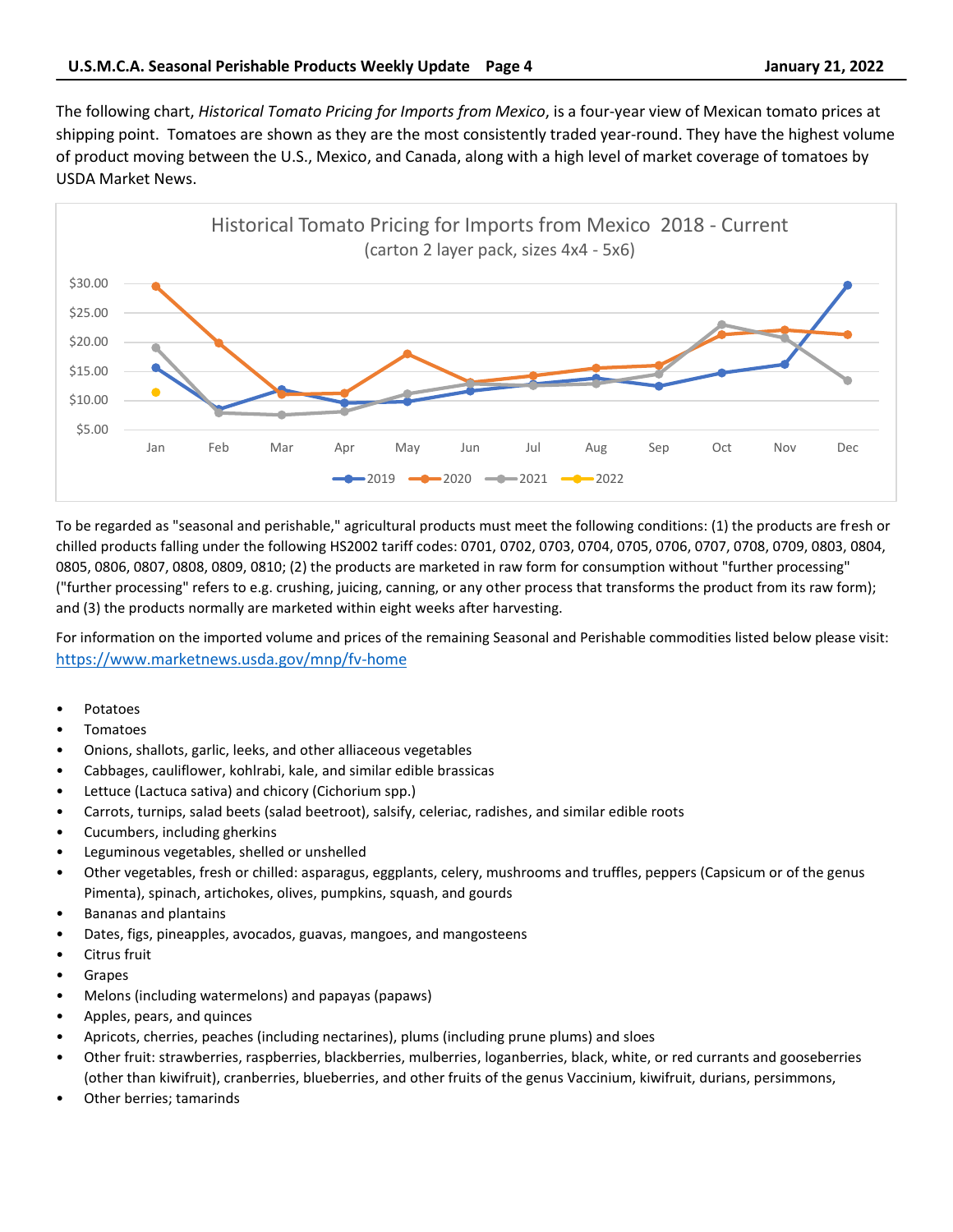The following chart, *Historical Tomato Pricing for Imports from Mexico*, is a four-year view of Mexican tomato prices at shipping point. Tomatoes are shown as they are the most consistently traded year-round. They have the highest volume of product moving between the U.S., Mexico, and Canada, along with a high level of market coverage of tomatoes by USDA Market News.

Historical Tomato Pricing for Imports from Mexico 2018 - Current
(carton 2 layer pack, sizes 4x4 - 5x6)

$30.00
$25.00
$20.00
$15.00
$10.00
$5.00

Jan Feb Mar Apr May Jun Jul Aug Sep Oct Nov Dec

2019 2020 2021 2022

To be regarded as "seasonal and perishable," agricultural products must meet the following conditions: (1) the products are fresh or chilled products falling under the following HS2002 tariff codes: 0701, 0702, 0703, 0704, 0705, 0706, 0707, 0708, 0709, 0803, 0804, 0805, 0806, 0807, 0808, 0809, 0810; (2) the products are marketed in raw form for consumption without "further processing" ("further processing" refers to e.g. crushing, juicing, canning, or any other process that transforms the product from its raw form); and (3) the products normally are marketed within eight weeks after harvesting.

For information on the imported volume and prices of the remaining Seasonal and Perishable commodities listed below please visit: https://www.marketnews.usda.gov/mnp/fv-home

- Potatoes
- Tomatoes
- Onions, shallots, garlic, leeks, and other alliaceous vegetables
- Cabbages, cauliflower, kohlrabi, kale, and similar edible brassicas
- Lettuce (Lactuca sativa) and chicory (Cichorium spp.)
- Carrots, turnips, salad beets (salad beetroot), salsify, celeriac, radishes, and similar edible roots
- Cucumbers, including gherkins
- Leguminous vegetables, shelled or unshelled
- Other vegetables, fresh or chilled: asparagus, eggplants, celery, mushrooms and truffles, peppers (Capsicum or of the genus Pimenta), spinach, artichokes, olives, pumpkins, squash, and gourds
- Bananas and plantains
- Dates, figs, pineapples, avocados, guavas, mangoes, and mangosteens
- Citrus fruit
- Grapes
- Melons (including watermelons) and papayas (papaws)
- Apples, pears, and quinces
- Apricots, cherries, peaches (including nectarines), plums (including prune plums) and sloes
- Other fruit: strawberries, raspberries, blackberries, mulberries, loganberries, black, white, or red currants and gooseberries (other than kiwifruit), cranberries, blueberries, and other fruits of the genus Vaccinium, kiwifruit, durians, persimmons,
- Other berries; tamarinds